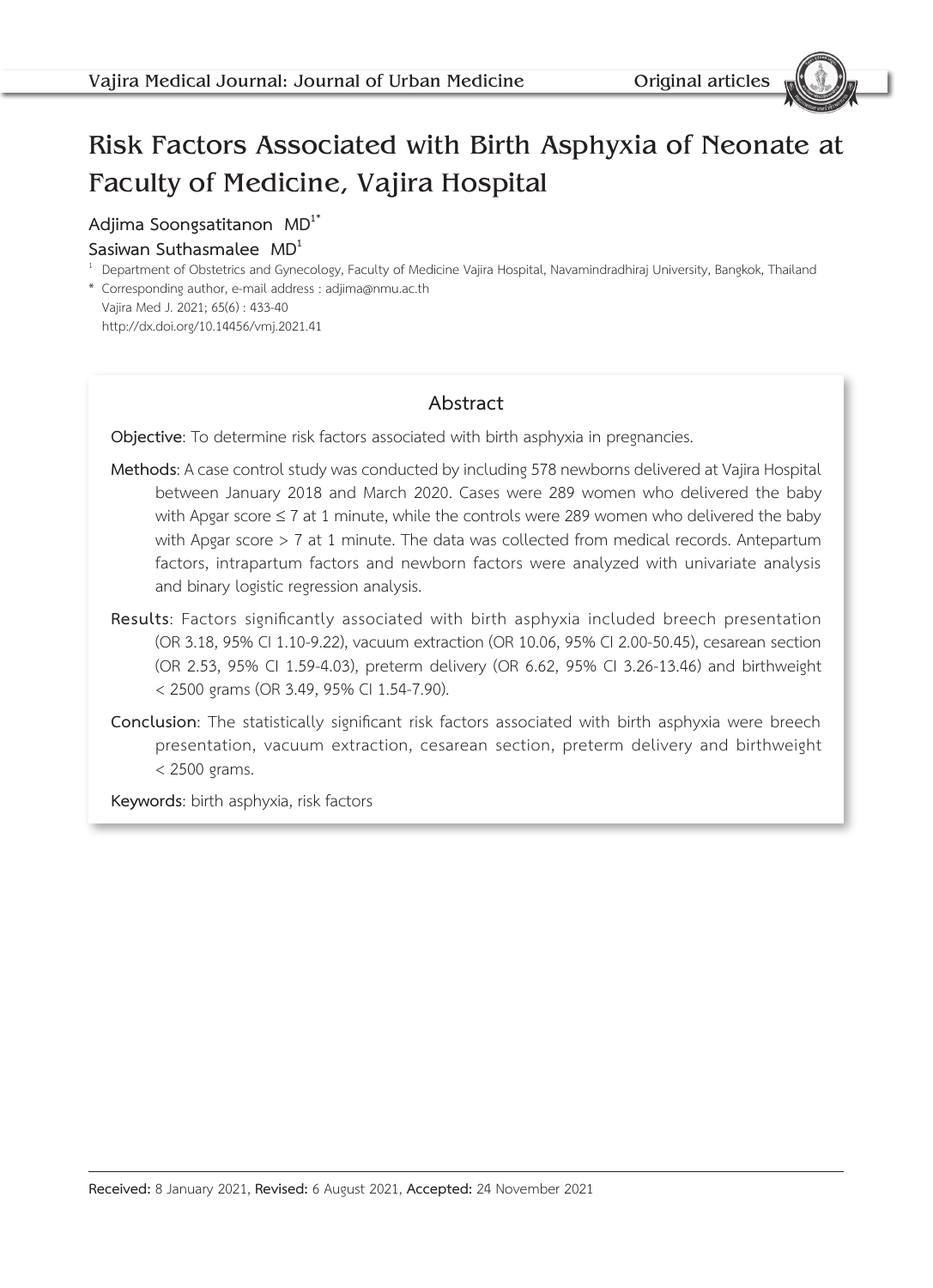# Risk Factors Associated with Birth Asphyxia of Neonate at Faculty of Medicine, Vajira Hospital

**Adjima Soongsatitanon MD[1*]**

**Sasiwan Suthasmalee MD[1]**

[1] Department of Obstetrics and Gynecology, Faculty of Medicine Vajira Hospital, Navamindradhiraj University, Bangkok, Thailand

[*] Corresponding author, e-mail address : adjima@nmu.ac.th

Vajira Med J. 2021; 65(6) : 433-40

http://dx.doi.org/10.14456/vmj.2021.41

## Abstract

**Objective**: To determine risk factors associated with birth asphyxia in pregnancies.

**Methods**: A case control study was conducted by including 578 newborns delivered at Vajira Hospital between January 2018 and March 2020. Cases were 289 women who delivered the baby with Apgar score ≤ 7 at 1 minute, while the controls were 289 women who delivered the baby with Apgar score > 7 at 1 minute. The data was collected from medical records. Antepartum factors, intrapartum factors and newborn factors were analyzed with univariate analysis and binary logistic regression analysis.

**Results**: Factors significantly associated with birth asphyxia included breech presentation (OR 3.18, 95% CI 1.10-9.22), vacuum extraction (OR 10.06, 95% CI 2.00-50.45), cesarean section (OR 2.53, 95% CI 1.59-4.03), preterm delivery (OR 6.62, 95% CI 3.26-13.46) and birthweight < 2500 grams (OR 3.49, 95% CI 1.54-7.90).

**Conclusion**: The statistically significant risk factors associated with birth asphyxia were breech presentation, vacuum extraction, cesarean section, preterm delivery and birthweight < 2500 grams.

**Keywords**: birth asphyxia, risk factors

**Received:** 8 January 2021, **Revised:** 6 August 2021, **Accepted:** 24 November 2021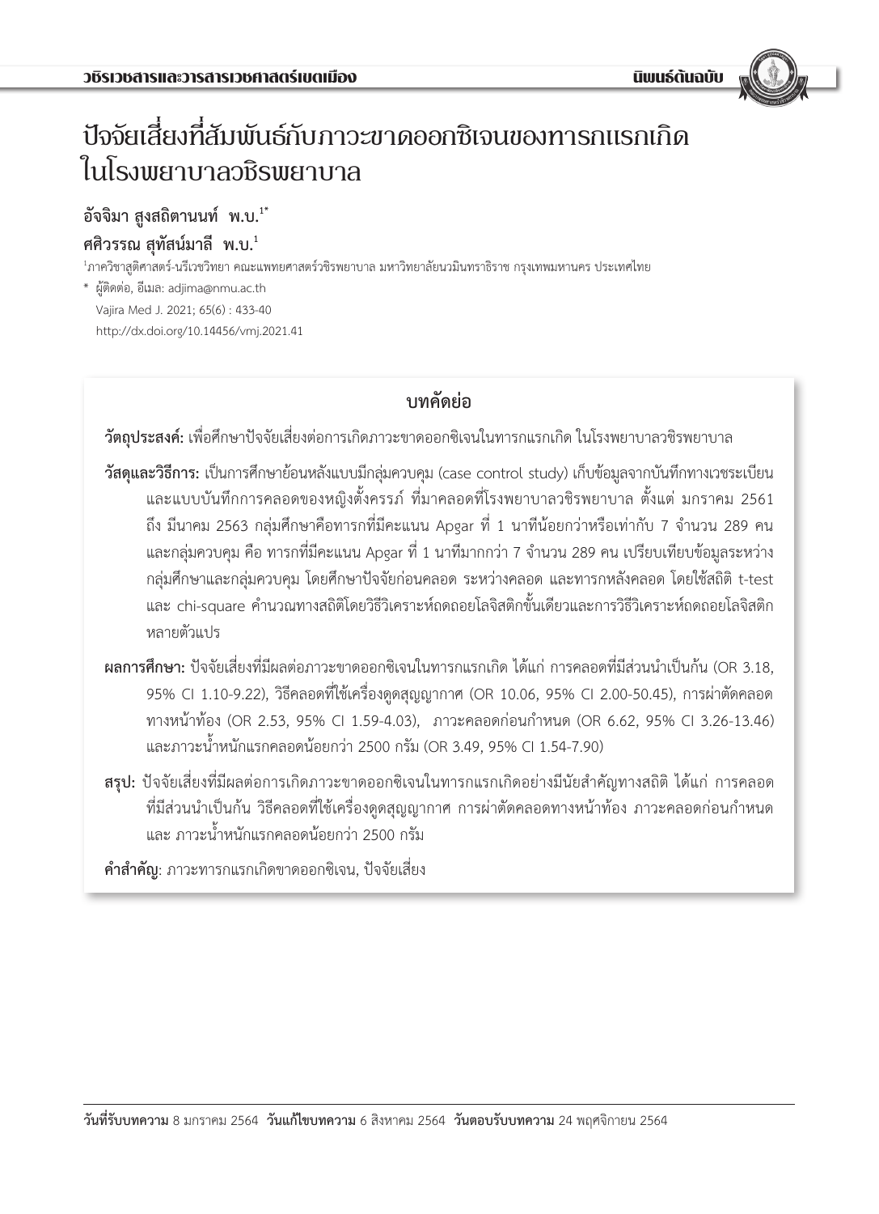# ปัจจัยเสี่ยงที่สัมพันธ์กับภาวะขาดออกซิเจนของทารกแรกเกิด ในโรงพยาบาลวชิรพยาบาล

**อัจจิมา สูงสถิตานนท์ พ.บ.**[1*]

**ศศิวรรณ สุทัสน์มาลี พ.บ.**[1]

[1]ภาควิชาสูติศาสตร์-นรีเวชวิทยา คณะแพทยศาสตร์วชิรพยาบาล มหาวิทยาลัยนวมินทราธิราช กรุงเทพมหานคร ประเทศไทย

\* ผู้ติดต่อ, อีเมล: adjima@nmu.ac.th

Vajira Med J. 2021; 65(6) : 433-40

http://dx.doi.org/10.14456/vmj.2021.41

## บทคัดย่อ

**วัตถุประสงค์:** เพื่อศึกษาปัจจัยเสี่ยงต่อการเกิดภาวะขาดออกซิเจนในทารกแรกเกิด ในโรงพยาบาลวชิรพยาบาล

**วัสดุและวิธีการ:** เป็นการศึกษาย้อนหลังแบบมีกลุ่มควบคุม (case control study) เก็บข้อมูลจากบันทึกทางเวชระเบียนและแบบบันทึกการคลอดของหญิงตั้งครรภ์ ที่มาคลอดที่โรงพยาบาลวชิรพยาบาล ตั้งแต่ มกราคม 2561 ถึง มีนาคม 2563 กลุ่มศึกษาคือทารกที่มีคะแนน Apgar ที่ 1 นาทีน้อยกว่าหรือเท่ากับ 7 จำนวน 289 คน และกลุ่มควบคุม คือ ทารกที่มีคะแนน Apgar ที่ 1 นาทีมากกว่า 7 จำนวน 289 คน เปรียบเทียบข้อมูลระหว่างกลุ่มศึกษาและกลุ่มควบคุม โดยศึกษาปัจจัยก่อนคลอด ระหว่างคลอด และทารกหลังคลอด โดยใช้สถิติ t-test และ chi-square คำนวณทางสถิติโดยวิธีวิเคราะห์ถดถอยโลจิสติกขั้นเดียวและการวิธีวิเคราะห์ถดถอยโลจิสติกหลายตัวแปร

**ผลการศึกษา:** ปัจจัยเสี่ยงที่มีผลต่อภาวะขาดออกซิเจนในทารกแรกเกิด ได้แก่ การคลอดที่มีส่วนนำเป็นก้น (OR 3.18, 95% CI 1.10-9.22), วิธีคลอดที่ใช้เครื่องดูดสุญญากาศ (OR 10.06, 95% CI 2.00-50.45), การผ่าตัดคลอดทางหน้าท้อง (OR 2.53, 95% CI 1.59-4.03), ภาวะคลอดก่อนกำหนด (OR 6.62, 95% CI 3.26-13.46) และภาวะน้ำหนักแรกคลอดน้อยกว่า 2500 กรัม (OR 3.49, 95% CI 1.54-7.90)

**สรุป:** ปัจจัยเสี่ยงที่มีผลต่อการเกิดภาวะขาดออกซิเจนในทารกแรกเกิดอย่างมีนัยสำคัญทางสถิติ ได้แก่ การคลอดที่มีส่วนนำเป็นก้น วิธีคลอดที่ใช้เครื่องดูดสุญญากาศ การผ่าตัดคลอดทางหน้าท้อง ภาวะคลอดก่อนกำหนด และ ภาวะน้ำหนักแรกคลอดน้อยกว่า 2500 กรัม

**คำสำคัญ**: ภาวะทารกแรกเกิดขาดออกซิเจน, ปัจจัยเสี่ยง

**วันที่รับบทความ** 8 มกราคม 2564 **วันแก้ไขบทความ** 6 สิงหาคม 2564 **วันตอบรับบทความ** 24 พฤศจิกายน 2564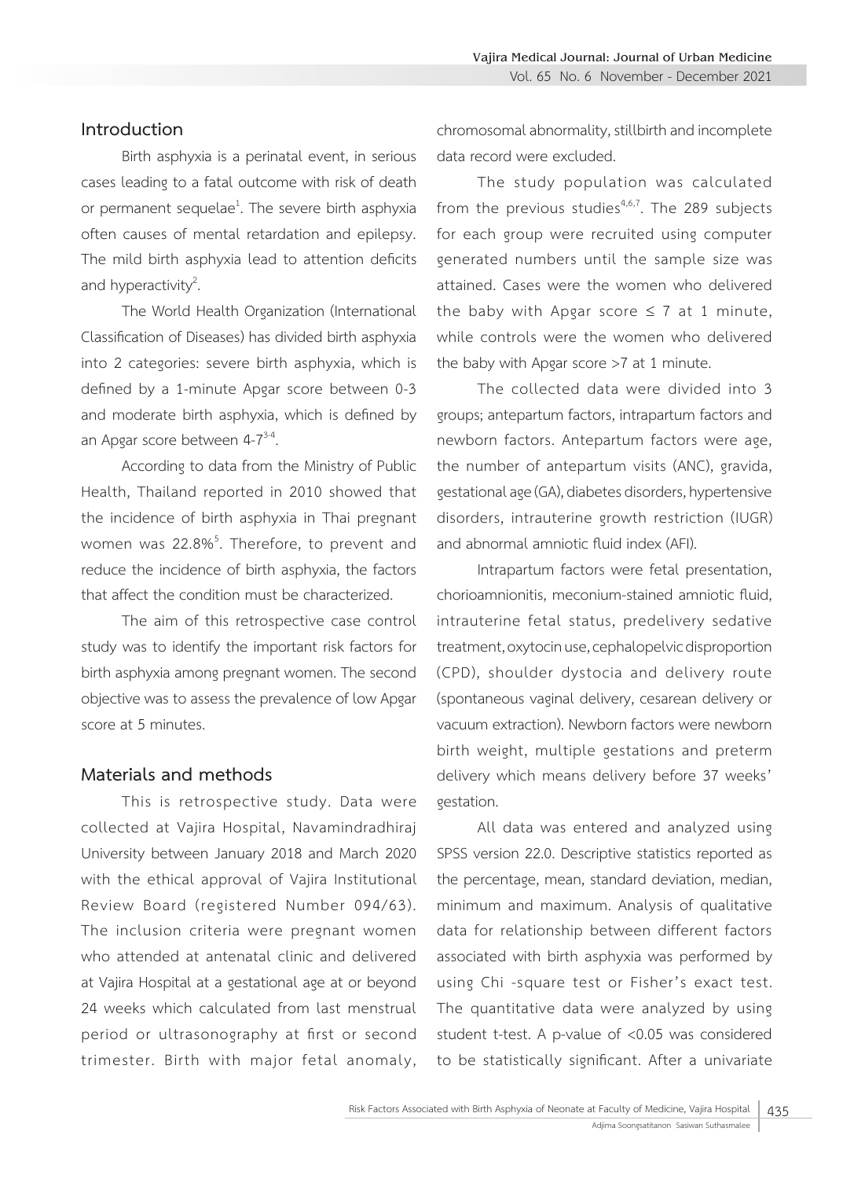## Introduction

Birth asphyxia is a perinatal event, in serious cases leading to a fatal outcome with risk of death or permanent sequelae[1]. The severe birth asphyxia often causes of mental retardation and epilepsy. The mild birth asphyxia lead to attention deficits and hyperactivity[2].

The World Health Organization (International Classification of Diseases) has divided birth asphyxia into 2 categories: severe birth asphyxia, which is defined by a 1-minute Apgar score between 0-3 and moderate birth asphyxia, which is defined by an Apgar score between 4-7[3-4].

According to data from the Ministry of Public Health, Thailand reported in 2010 showed that the incidence of birth asphyxia in Thai pregnant women was 22.8%[5]. Therefore, to prevent and reduce the incidence of birth asphyxia, the factors that affect the condition must be characterized.

The aim of this retrospective case control study was to identify the important risk factors for birth asphyxia among pregnant women. The second objective was to assess the prevalence of low Apgar score at 5 minutes.

## Materials and methods

This is retrospective study. Data were collected at Vajira Hospital, Navamindradhiraj University between January 2018 and March 2020 with the ethical approval of Vajira Institutional Review Board (registered Number 094/63). The inclusion criteria were pregnant women who attended at antenatal clinic and delivered at Vajira Hospital at a gestational age at or beyond 24 weeks which calculated from last menstrual period or ultrasonography at first or second trimester. Birth with major fetal anomaly, chromosomal abnormality, stillbirth and incomplete data record were excluded.

The study population was calculated from the previous studies[4,6,7]. The 289 subjects for each group were recruited using computer generated numbers until the sample size was attained. Cases were the women who delivered the baby with Apgar score $\leq 7$ at 1 minute, while controls were the women who delivered the baby with Apgar score $>7$ at 1 minute.

The collected data were divided into 3 groups; antepartum factors, intrapartum factors and newborn factors. Antepartum factors were age, the number of antepartum visits (ANC), gravida, gestational age (GA), diabetes disorders, hypertensive disorders, intrauterine growth restriction (IUGR) and abnormal amniotic fluid index (AFI).

Intrapartum factors were fetal presentation, chorioamnionitis, meconium-stained amniotic fluid, intrauterine fetal status, predelivery sedative treatment, oxytocin use, cephalopelvic disproportion (CPD), shoulder dystocia and delivery route (spontaneous vaginal delivery, cesarean delivery or vacuum extraction). Newborn factors were newborn birth weight, multiple gestations and preterm delivery which means delivery before 37 weeks' gestation.

All data was entered and analyzed using SPSS version 22.0. Descriptive statistics reported as the percentage, mean, standard deviation, median, minimum and maximum. Analysis of qualitative data for relationship between different factors associated with birth asphyxia was performed by using Chi -square test or Fisher's exact test. The quantitative data were analyzed by using student t-test. A p-value of $<0.05$ was considered to be statistically significant. After a univariate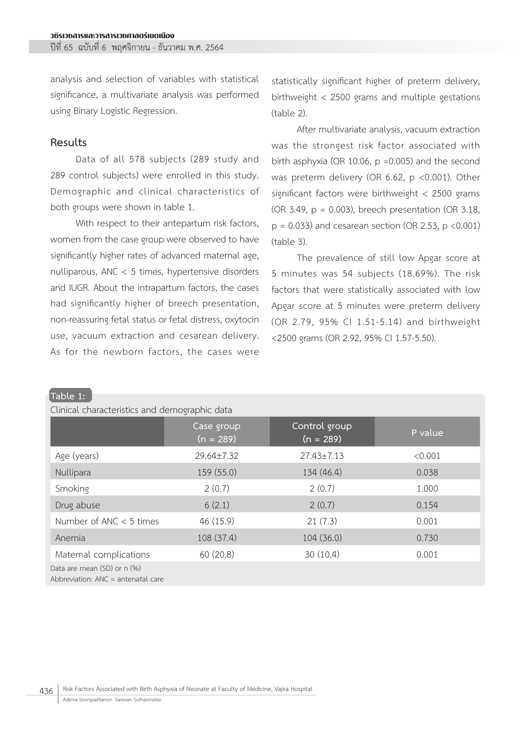analysis and selection of variables with statistical significance, a multivariate analysis was performed using Binary Logistic Regression.

## Results

Data of all 578 subjects (289 study and 289 control subjects) were enrolled in this study. Demographic and clinical characteristics of both groups were shown in table 1.

With respect to their antepartum risk factors, women from the case group were observed to have significantly higher rates of advanced maternal age, nulliparous, ANC < 5 times, hypertensive disorders and IUGR. About the intrapartum factors, the cases had significantly higher of breech presentation, non-reassuring fetal status or fetal distress, oxytocin use, vacuum extraction and cesarean delivery. As for the newborn factors, the cases were statistically significant higher of preterm delivery, birthweight < 2500 grams and multiple gestations (table 2).

After multivariate analysis, vacuum extraction was the strongest risk factor associated with birth asphyxia (OR 10.06, p =0.005) and the second was preterm delivery (OR 6.62, p <0.001). Other significant factors were birthweight < 2500 grams (OR 3.49, p = 0.003), breech presentation (OR 3.18, p = 0.033) and cesarean section (OR 2.53, p <0.001) (table 3).

The prevalence of still low Apgar score at 5 minutes was 54 subjects (18.69%). The risk factors that were statistically associated with low Apgar score at 5 minutes were preterm delivery (OR 2.79, 95% CI 1.51-5.14) and birthweight <2500 grams (OR 2.92, 95% CI 1.57-5.50).

**Table 1:** Clinical characteristics and demographic data

| | Case group (n = 289) | Control group (n = 289) | P value |
|---|---|---|---|
| Age (years) | 29.64±7.32 | 27.43±7.13 | <0.001 |
| Nullipara | 159 (55.0) | 134 (46.4) | 0.038 |
| Smoking | 2 (0.7) | 2 (0.7) | 1.000 |
| Drug abuse | 6 (2.1) | 2 (0.7) | 0.154 |
| Number of ANC < 5 times | 46 (15.9) | 21 (7.3) | 0.001 |
| Anemia | 108 (37.4) | 104 (36.0) | 0.730 |
| Maternal complications | 60 (20.8) | 30 (10.4) | 0.001 |

Data are mean (SD) or n (%)
Abbreviation: ANC = antenatal care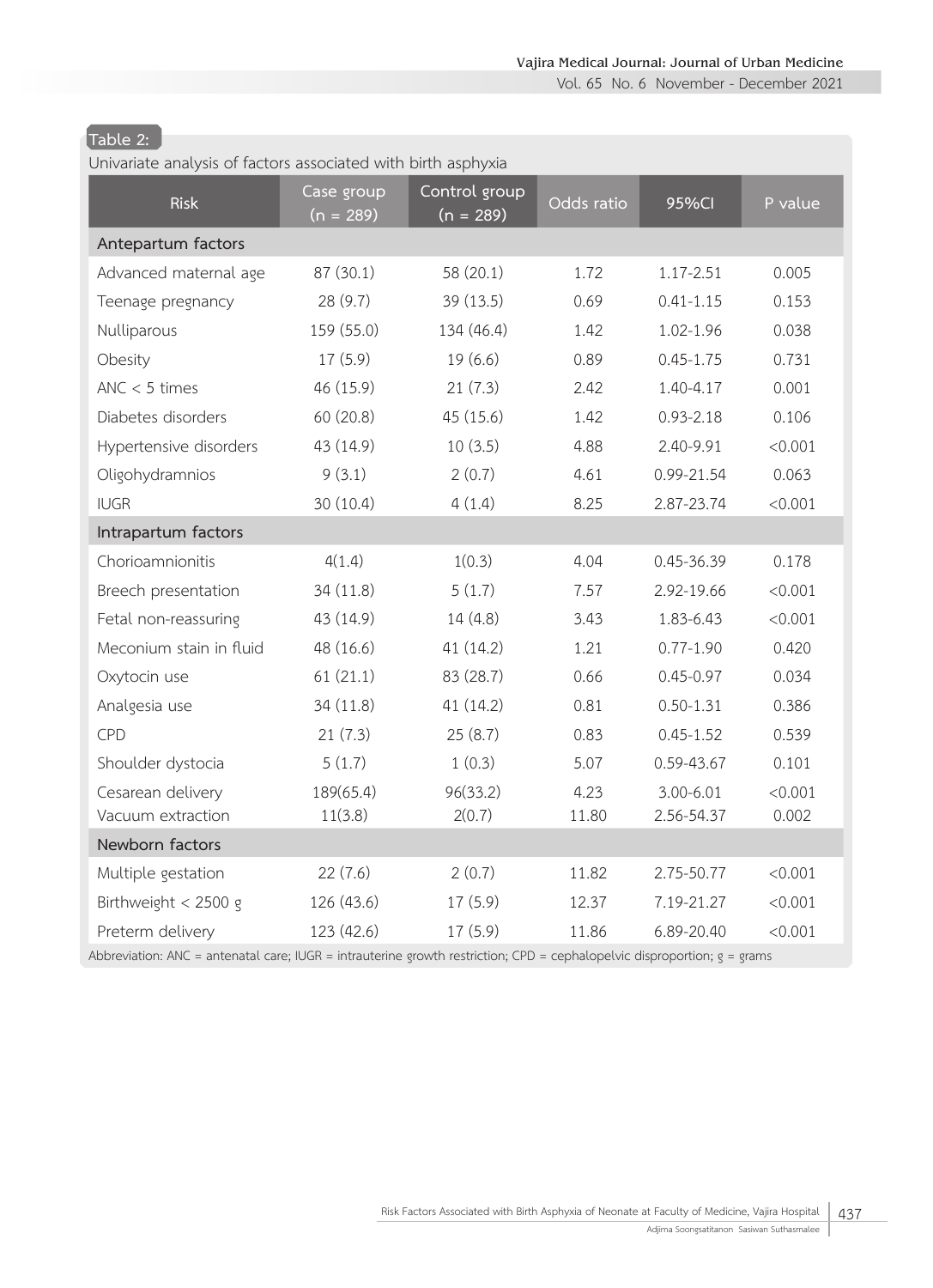Table 2:

Univariate analysis of factors associated with birth asphyxia

| Risk | Case group (n = 289) | Control group (n = 289) | Odds ratio | 95%CI | P value |
|---|---|---|---|---|---|
| **Antepartum factors** | | | | | |
| Advanced maternal age | 87 (30.1) | 58 (20.1) | 1.72 | 1.17-2.51 | 0.005 |
| Teenage pregnancy | 28 (9.7) | 39 (13.5) | 0.69 | 0.41-1.15 | 0.153 |
| Nulliparous | 159 (55.0) | 134 (46.4) | 1.42 | 1.02-1.96 | 0.038 |
| Obesity | 17 (5.9) | 19 (6.6) | 0.89 | 0.45-1.75 | 0.731 |
| ANC < 5 times | 46 (15.9) | 21 (7.3) | 2.42 | 1.40-4.17 | 0.001 |
| Diabetes disorders | 60 (20.8) | 45 (15.6) | 1.42 | 0.93-2.18 | 0.106 |
| Hypertensive disorders | 43 (14.9) | 10 (3.5) | 4.88 | 2.40-9.91 | <0.001 |
| Oligohydramnios | 9 (3.1) | 2 (0.7) | 4.61 | 0.99-21.54 | 0.063 |
| IUGR | 30 (10.4) | 4 (1.4) | 8.25 | 2.87-23.74 | <0.001 |
| **Intrapartum factors** | | | | | |
| Chorioamnionitis | 4(1.4) | 1(0.3) | 4.04 | 0.45-36.39 | 0.178 |
| Breech presentation | 34 (11.8) | 5 (1.7) | 7.57 | 2.92-19.66 | <0.001 |
| Fetal non-reassuring | 43 (14.9) | 14 (4.8) | 3.43 | 1.83-6.43 | <0.001 |
| Meconium stain in fluid | 48 (16.6) | 41 (14.2) | 1.21 | 0.77-1.90 | 0.420 |
| Oxytocin use | 61 (21.1) | 83 (28.7) | 0.66 | 0.45-0.97 | 0.034 |
| Analgesia use | 34 (11.8) | 41 (14.2) | 0.81 | 0.50-1.31 | 0.386 |
| CPD | 21 (7.3) | 25 (8.7) | 0.83 | 0.45-1.52 | 0.539 |
| Shoulder dystocia | 5 (1.7) | 1 (0.3) | 5.07 | 0.59-43.67 | 0.101 |
| Cesarean delivery | 189(65.4) | 96(33.2) | 4.23 | 3.00-6.01 | <0.001 |
| Vacuum extraction | 11(3.8) | 2(0.7) | 11.80 | 2.56-54.37 | 0.002 |
| **Newborn factors** | | | | | |
| Multiple gestation | 22 (7.6) | 2 (0.7) | 11.82 | 2.75-50.77 | <0.001 |
| Birthweight < 2500 g | 126 (43.6) | 17 (5.9) | 12.37 | 7.19-21.27 | <0.001 |
| Preterm delivery | 123 (42.6) | 17 (5.9) | 11.86 | 6.89-20.40 | <0.001 |

Abbreviation: ANC = antenatal care; IUGR = intrauterine growth restriction; CPD = cephalopelvic disproportion; g = grams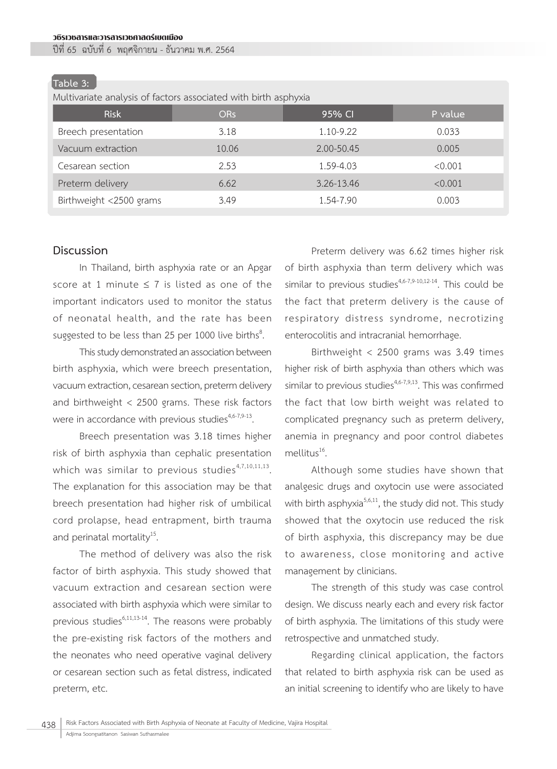Table 3:
Multivariate analysis of factors associated with birth asphyxia

| Risk | ORs | 95% CI | P value |
|---|---|---|---|
| Breech presentation | 3.18 | 1.10-9.22 | 0.033 |
| Vacuum extraction | 10.06 | 2.00-50.45 | 0.005 |
| Cesarean section | 2.53 | 1.59-4.03 | <0.001 |
| Preterm delivery | 6.62 | 3.26-13.46 | <0.001 |
| Birthweight <2500 grams | 3.49 | 1.54-7.90 | 0.003 |

## Discussion

In Thailand, birth asphyxia rate or an Apgar score at 1 minute ≤ 7 is listed as one of the important indicators used to monitor the status of neonatal health, and the rate has been suggested to be less than 25 per 1000 live births[8].

This study demonstrated an association between birth asphyxia, which were breech presentation, vacuum extraction, cesarean section, preterm delivery and birthweight < 2500 grams. These risk factors were in accordance with previous studies[4,6-7,9-13].

Breech presentation was 3.18 times higher risk of birth asphyxia than cephalic presentation which was similar to previous studies[4,7,10,11,13]. The explanation for this association may be that breech presentation had higher risk of umbilical cord prolapse, head entrapment, birth trauma and perinatal mortality[15].

The method of delivery was also the risk factor of birth asphyxia. This study showed that vacuum extraction and cesarean section were associated with birth asphyxia which were similar to previous studies[6,11,13-14]. The reasons were probably the pre-existing risk factors of the mothers and the neonates who need operative vaginal delivery or cesarean section such as fetal distress, indicated preterm, etc.

Preterm delivery was 6.62 times higher risk of birth asphyxia than term delivery which was similar to previous studies[4,6-7,9-10,12-14]. This could be the fact that preterm delivery is the cause of respiratory distress syndrome, necrotizing enterocolitis and intracranial hemorrhage.

Birthweight < 2500 grams was 3.49 times higher risk of birth asphyxia than others which was similar to previous studies[4,6-7,9,13]. This was confirmed the fact that low birth weight was related to complicated pregnancy such as preterm delivery, anemia in pregnancy and poor control diabetes mellitus[16].

Although some studies have shown that analgesic drugs and oxytocin use were associated with birth asphyxia[5,6,11], the study did not. This study showed that the oxytocin use reduced the risk of birth asphyxia, this discrepancy may be due to awareness, close monitoring and active management by clinicians.

The strength of this study was case control design. We discuss nearly each and every risk factor of birth asphyxia. The limitations of this study were retrospective and unmatched study.

Regarding clinical application, the factors that related to birth asphyxia risk can be used as an initial screening to identify who are likely to have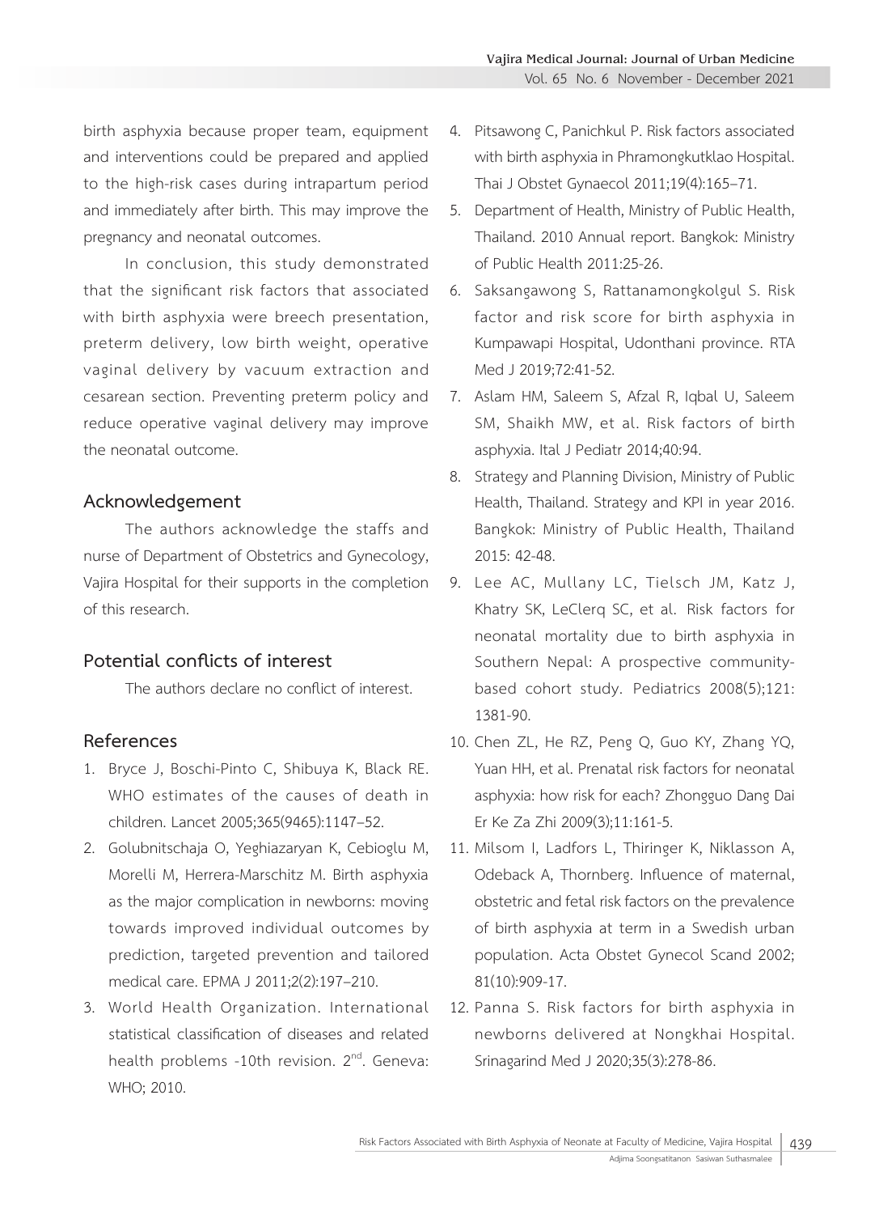birth asphyxia because proper team, equipment and interventions could be prepared and applied to the high-risk cases during intrapartum period and immediately after birth. This may improve the pregnancy and neonatal outcomes.

In conclusion, this study demonstrated that the significant risk factors that associated with birth asphyxia were breech presentation, preterm delivery, low birth weight, operative vaginal delivery by vacuum extraction and cesarean section. Preventing preterm policy and reduce operative vaginal delivery may improve the neonatal outcome.

## Acknowledgement

The authors acknowledge the staffs and nurse of Department of Obstetrics and Gynecology, Vajira Hospital for their supports in the completion of this research.

## Potential conflicts of interest

The authors declare no conflict of interest.

## References

1. Bryce J, Boschi-Pinto C, Shibuya K, Black RE. WHO estimates of the causes of death in children. Lancet 2005;365(9465):1147–52.
2. Golubnitschaja O, Yeghiazaryan K, Cebioglu M, Morelli M, Herrera-Marschitz M. Birth asphyxia as the major complication in newborns: moving towards improved individual outcomes by prediction, targeted prevention and tailored medical care. EPMA J 2011;2(2):197–210.
3. World Health Organization. International statistical classification of diseases and related health problems -10th revision. 2nd. Geneva: WHO; 2010.
4. Pitsawong C, Panichkul P. Risk factors associated with birth asphyxia in Phramongkutklao Hospital. Thai J Obstet Gynaecol 2011;19(4):165–71.
5. Department of Health, Ministry of Public Health, Thailand. 2010 Annual report. Bangkok: Ministry of Public Health 2011:25-26.
6. Saksangawong S, Rattanamongkolgul S. Risk factor and risk score for birth asphyxia in Kumpawapi Hospital, Udonthani province. RTA Med J 2019;72:41-52.
7. Aslam HM, Saleem S, Afzal R, Iqbal U, Saleem SM, Shaikh MW, et al. Risk factors of birth asphyxia. Ital J Pediatr 2014;40:94.
8. Strategy and Planning Division, Ministry of Public Health, Thailand. Strategy and KPI in year 2016. Bangkok: Ministry of Public Health, Thailand 2015: 42-48.
9. Lee AC, Mullany LC, Tielsch JM, Katz J, Khatry SK, LeClerq SC, et al. Risk factors for neonatal mortality due to birth asphyxia in Southern Nepal: A prospective community-based cohort study. Pediatrics 2008(5);121: 1381-90.
10. Chen ZL, He RZ, Peng Q, Guo KY, Zhang YQ, Yuan HH, et al. Prenatal risk factors for neonatal asphyxia: how risk for each? Zhongguo Dang Dai Er Ke Za Zhi 2009(3);11:161-5.
11. Milsom I, Ladfors L, Thiringer K, Niklasson A, Odeback A, Thornberg. Influence of maternal, obstetric and fetal risk factors on the prevalence of birth asphyxia at term in a Swedish urban population. Acta Obstet Gynecol Scand 2002; 81(10):909-17.
12. Panna S. Risk factors for birth asphyxia in newborns delivered at Nongkhai Hospital. Srinagarind Med J 2020;35(3):278-86.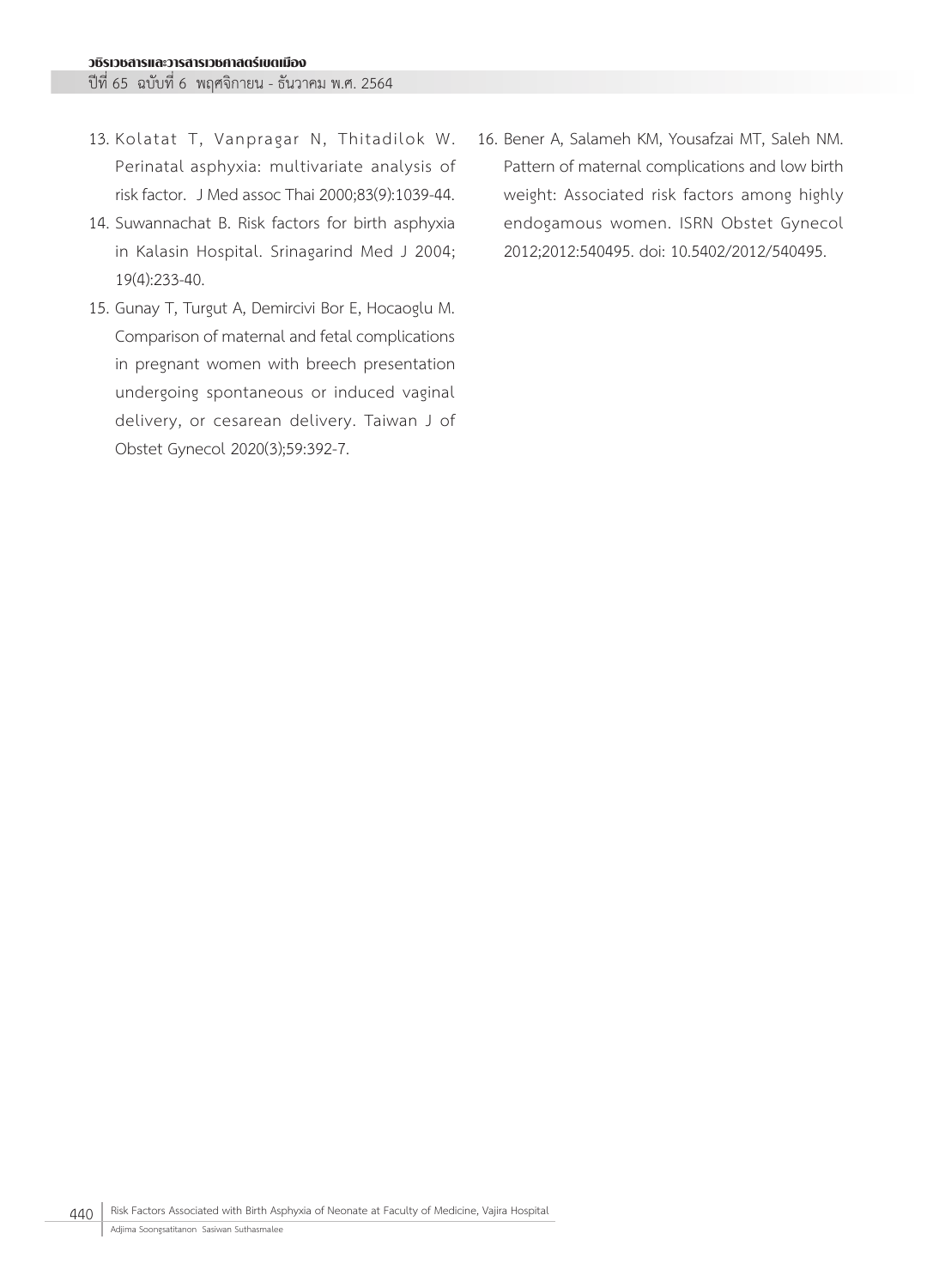13. Kolatat T, Vanpragar N, Thitadilok W. Perinatal asphyxia: multivariate analysis of risk factor. J Med assoc Thai 2000;83(9):1039-44.
14. Suwannachat B. Risk factors for birth asphyxia in Kalasin Hospital. Srinagarind Med J 2004; 19(4):233-40.
15. Gunay T, Turgut A, Demircivi Bor E, Hocaoglu M. Comparison of maternal and fetal complications in pregnant women with breech presentation undergoing spontaneous or induced vaginal delivery, or cesarean delivery. Taiwan J of Obstet Gynecol 2020(3);59:392-7.
16. Bener A, Salameh KM, Yousafzai MT, Saleh NM. Pattern of maternal complications and low birth weight: Associated risk factors among highly endogamous women. ISRN Obstet Gynecol 2012;2012:540495. doi: 10.5402/2012/540495.